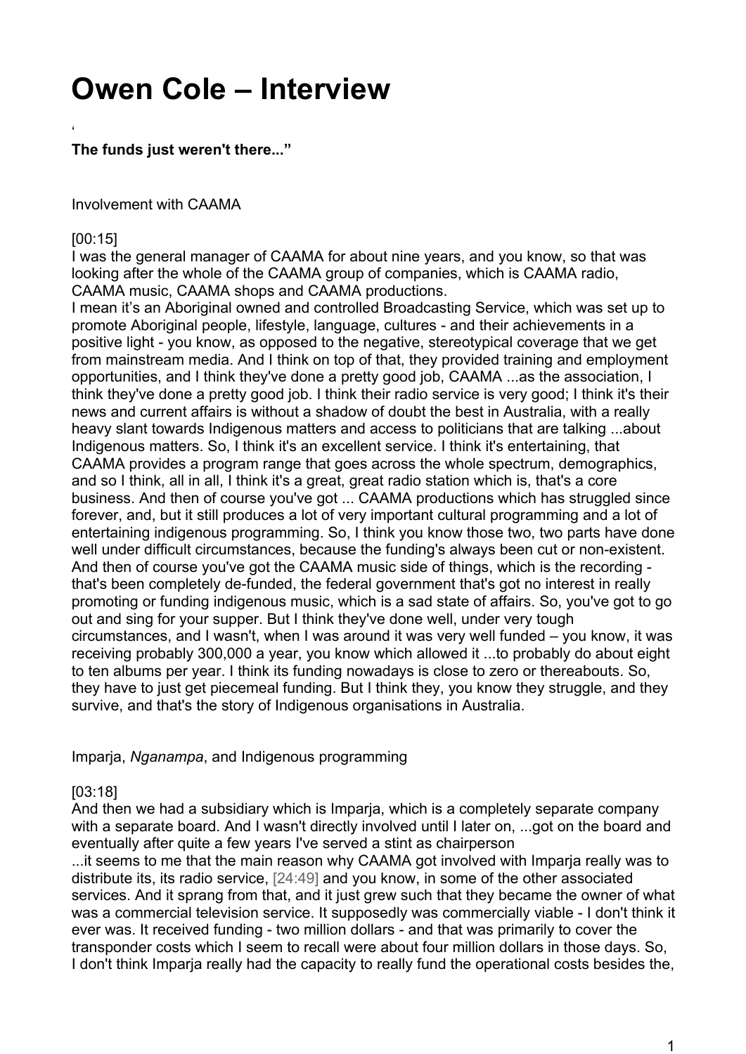# Owen Cole – Interview

‘

**The funds just weren't there...”**

Involvement with CAAMA

[00:15]
I was the general manager of CAAMA for about nine years, and you know, so that was looking after the whole of the CAAMA group of companies, which is CAAMA radio, CAAMA music, CAAMA shops and CAAMA productions.
I mean it’s an Aboriginal owned and controlled Broadcasting Service, which was set up to promote Aboriginal people, lifestyle, language, cultures - and their achievements in a positive light - you know, as opposed to the negative, stereotypical coverage that we get from mainstream media. And I think on top of that, they provided training and employment opportunities, and I think they've done a pretty good job, CAAMA ...as the association, I think they've done a pretty good job. I think their radio service is very good; I think it's their news and current affairs is without a shadow of doubt the best in Australia, with a really heavy slant towards Indigenous matters and access to politicians that are talking ...about Indigenous matters. So, I think it's an excellent service. I think it's entertaining, that CAAMA provides a program range that goes across the whole spectrum, demographics, and so I think, all in all, I think it's a great, great radio station which is, that's a core business. And then of course you've got ... CAAMA productions which has struggled since forever, and, but it still produces a lot of very important cultural programming and a lot of entertaining indigenous programming. So, I think you know those two, two parts have done well under difficult circumstances, because the funding's always been cut or non-existent. And then of course you've got the CAAMA music side of things, which is the recording - that's been completely de-funded, the federal government that's got no interest in really promoting or funding indigenous music, which is a sad state of affairs. So, you've got to go out and sing for your supper. But I think they've done well, under very tough circumstances, and I wasn't, when I was around it was very well funded – you know, it was receiving probably 300,000 a year, you know which allowed it ...to probably do about eight to ten albums per year. I think its funding nowadays is close to zero or thereabouts. So, they have to just get piecemeal funding. But I think they, you know they struggle, and they survive, and that's the story of Indigenous organisations in Australia.

Imparja, *Nganampa*, and Indigenous programming

[03:18]
And then we had a subsidiary which is Imparja, which is a completely separate company with a separate board. And I wasn't directly involved until I later on, ...got on the board and eventually after quite a few years I've served a stint as chairperson
...it seems to me that the main reason why CAAMA got involved with Imparja really was to distribute its, its radio service, [24:49] and you know, in some of the other associated services. And it sprang from that, and it just grew such that they became the owner of what was a commercial television service. It supposedly was commercially viable - I don't think it ever was. It received funding - two million dollars - and that was primarily to cover the transponder costs which I seem to recall were about four million dollars in those days. So, I don't think Imparja really had the capacity to really fund the operational costs besides the,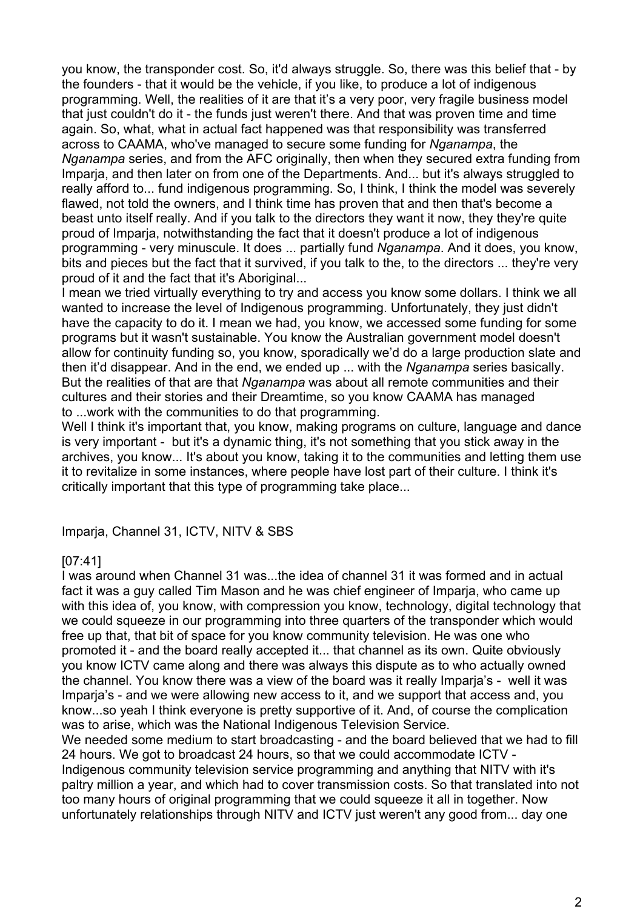you know, the transponder cost. So, it'd always struggle. So, there was this belief that - by the founders - that it would be the vehicle, if you like, to produce a lot of indigenous programming. Well, the realities of it are that it's a very poor, very fragile business model that just couldn't do it - the funds just weren't there. And that was proven time and time again. So, what, what in actual fact happened was that responsibility was transferred across to CAAMA, who've managed to secure some funding for *Nganampa*, the *Nganampa* series, and from the AFC originally, then when they secured extra funding from Imparja, and then later on from one of the Departments. And... but it's always struggled to really afford to... fund indigenous programming. So, I think, I think the model was severely flawed, not told the owners, and I think time has proven that and then that's become a beast unto itself really. And if you talk to the directors they want it now, they they're quite proud of Imparja, notwithstanding the fact that it doesn't produce a lot of indigenous programming - very minuscule. It does ... partially fund *Nganampa*. And it does, you know, bits and pieces but the fact that it survived, if you talk to the, to the directors ... they're very proud of it and the fact that it's Aboriginal...

I mean we tried virtually everything to try and access you know some dollars. I think we all wanted to increase the level of Indigenous programming. Unfortunately, they just didn't have the capacity to do it. I mean we had, you know, we accessed some funding for some programs but it wasn't sustainable. You know the Australian government model doesn't allow for continuity funding so, you know, sporadically we'd do a large production slate and then it'd disappear. And in the end, we ended up ... with the *Nganampa* series basically. But the realities of that are that *Nganampa* was about all remote communities and their cultures and their stories and their Dreamtime, so you know CAAMA has managed to ...work with the communities to do that programming.

Well I think it's important that, you know, making programs on culture, language and dance is very important - but it's a dynamic thing, it's not something that you stick away in the archives, you know... It's about you know, taking it to the communities and letting them use it to revitalize in some instances, where people have lost part of their culture. I think it's critically important that this type of programming take place...

## Imparja, Channel 31, ICTV, NITV & SBS

[07:41]

I was around when Channel 31 was...the idea of channel 31 it was formed and in actual fact it was a guy called Tim Mason and he was chief engineer of Imparja, who came up with this idea of, you know, with compression you know, technology, digital technology that we could squeeze in our programming into three quarters of the transponder which would free up that, that bit of space for you know community television. He was one who promoted it - and the board really accepted it... that channel as its own. Quite obviously you know ICTV came along and there was always this dispute as to who actually owned the channel. You know there was a view of the board was it really Imparja's - well it was Imparja's - and we were allowing new access to it, and we support that access and, you know...so yeah I think everyone is pretty supportive of it. And, of course the complication was to arise, which was the National Indigenous Television Service.

We needed some medium to start broadcasting - and the board believed that we had to fill 24 hours. We got to broadcast 24 hours, so that we could accommodate ICTV - Indigenous community television service programming and anything that NITV with it's paltry million a year, and which had to cover transmission costs. So that translated into not too many hours of original programming that we could squeeze it all in together. Now unfortunately relationships through NITV and ICTV just weren't any good from... day one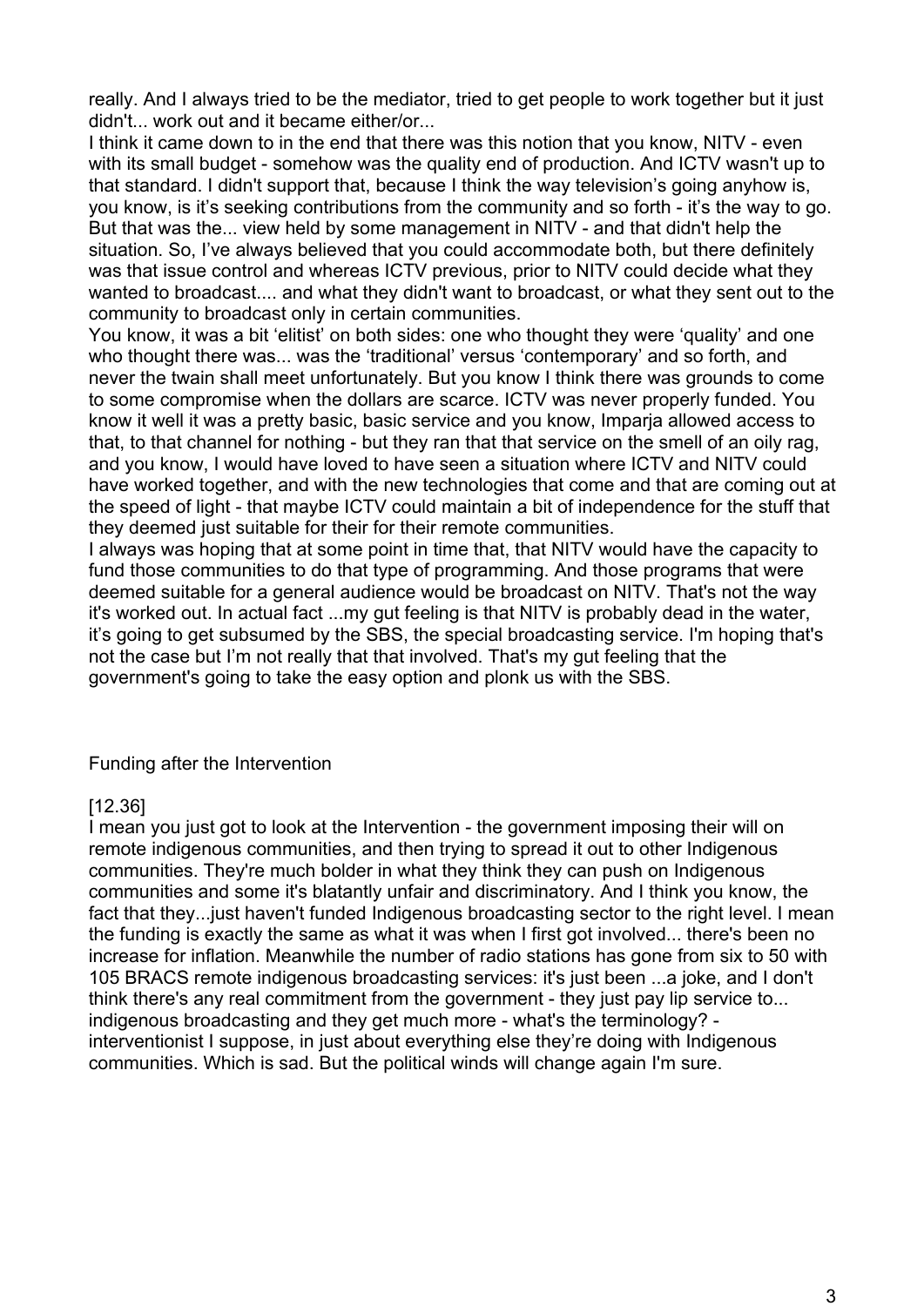really. And I always tried to be the mediator, tried to get people to work together but it just didn't... work out and it became either/or...

I think it came down to in the end that there was this notion that you know, NITV - even with its small budget - somehow was the quality end of production. And ICTV wasn't up to that standard. I didn't support that, because I think the way television's going anyhow is, you know, is it's seeking contributions from the community and so forth - it's the way to go. But that was the... view held by some management in NITV - and that didn't help the situation. So, I've always believed that you could accommodate both, but there definitely was that issue control and whereas ICTV previous, prior to NITV could decide what they wanted to broadcast.... and what they didn't want to broadcast, or what they sent out to the community to broadcast only in certain communities.

You know, it was a bit 'elitist' on both sides: one who thought they were 'quality' and one who thought there was... was the 'traditional' versus 'contemporary' and so forth, and never the twain shall meet unfortunately. But you know I think there was grounds to come to some compromise when the dollars are scarce. ICTV was never properly funded. You know it well it was a pretty basic, basic service and you know, Imparja allowed access to that, to that channel for nothing - but they ran that that service on the smell of an oily rag, and you know, I would have loved to have seen a situation where ICTV and NITV could have worked together, and with the new technologies that come and that are coming out at the speed of light - that maybe ICTV could maintain a bit of independence for the stuff that they deemed just suitable for their for their remote communities.

I always was hoping that at some point in time that, that NITV would have the capacity to fund those communities to do that type of programming. And those programs that were deemed suitable for a general audience would be broadcast on NITV. That's not the way it's worked out. In actual fact ...my gut feeling is that NITV is probably dead in the water, it's going to get subsumed by the SBS, the special broadcasting service. I'm hoping that's not the case but I'm not really that that involved. That's my gut feeling that the government's going to take the easy option and plonk us with the SBS.

## Funding after the Intervention

[12.36]

I mean you just got to look at the Intervention - the government imposing their will on remote indigenous communities, and then trying to spread it out to other Indigenous communities. They're much bolder in what they think they can push on Indigenous communities and some it's blatantly unfair and discriminatory. And I think you know, the fact that they...just haven't funded Indigenous broadcasting sector to the right level. I mean the funding is exactly the same as what it was when I first got involved... there's been no increase for inflation. Meanwhile the number of radio stations has gone from six to 50 with 105 BRACS remote indigenous broadcasting services: it's just been ...a joke, and I don't think there's any real commitment from the government - they just pay lip service to... indigenous broadcasting and they get much more - what's the terminology? - interventionist I suppose, in just about everything else they're doing with Indigenous communities. Which is sad. But the political winds will change again I'm sure.